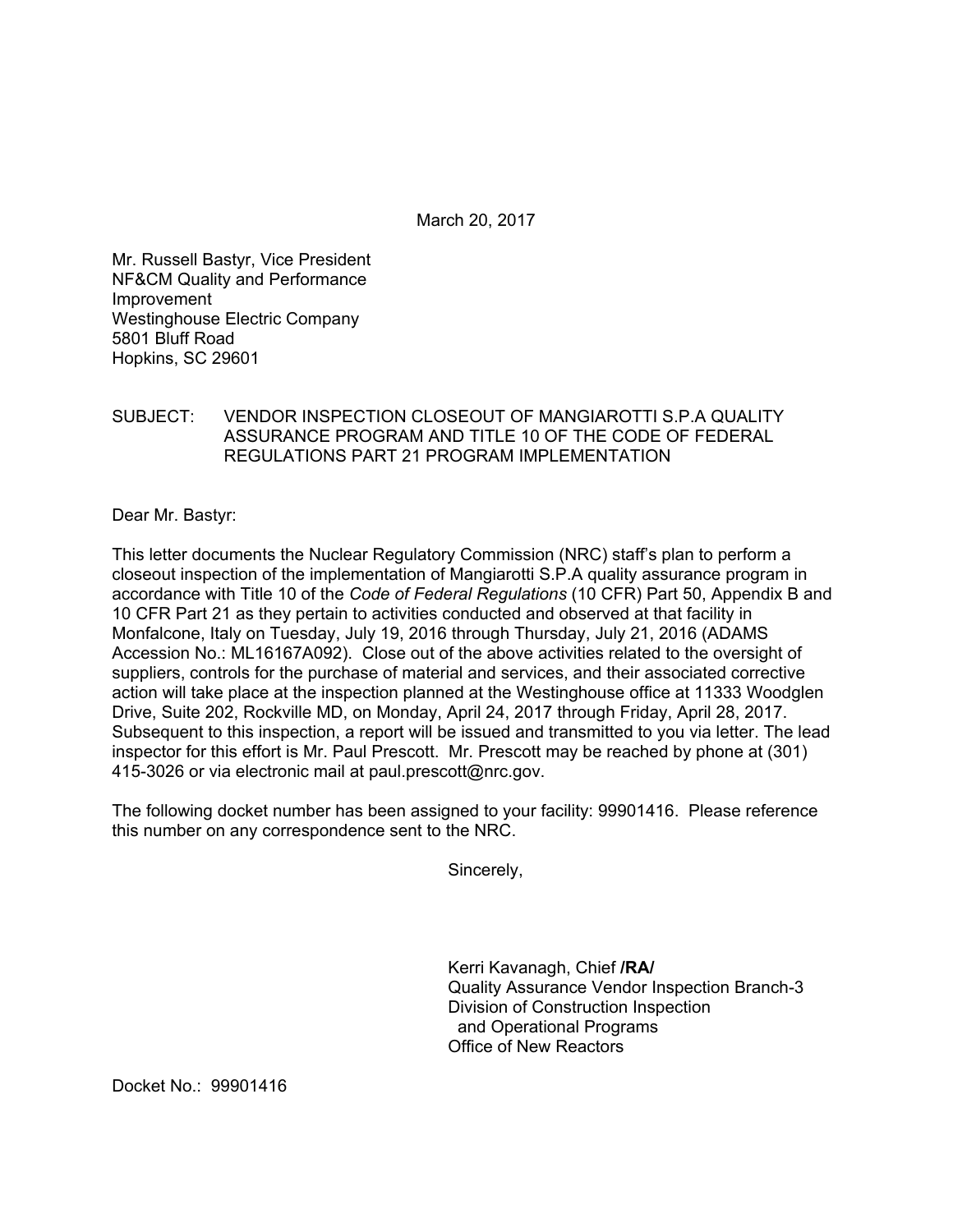March 20, 2017

Mr. Russell Bastyr, Vice President
NF&CM Quality and Performance
Improvement
Westinghouse Electric Company
5801 Bluff Road
Hopkins, SC 29601

SUBJECT: VENDOR INSPECTION CLOSEOUT OF MANGIAROTTI S.P.A QUALITY ASSURANCE PROGRAM AND TITLE 10 OF THE CODE OF FEDERAL REGULATIONS PART 21 PROGRAM IMPLEMENTATION

Dear Mr. Bastyr:

This letter documents the Nuclear Regulatory Commission (NRC) staff's plan to perform a closeout inspection of the implementation of Mangiarotti S.P.A quality assurance program in accordance with Title 10 of the *Code of Federal Regulations* (10 CFR) Part 50, Appendix B and 10 CFR Part 21 as they pertain to activities conducted and observed at that facility in Monfalcone, Italy on Tuesday, July 19, 2016 through Thursday, July 21, 2016 (ADAMS Accession No.: ML16167A092). Close out of the above activities related to the oversight of suppliers, controls for the purchase of material and services, and their associated corrective action will take place at the inspection planned at the Westinghouse office at 11333 Woodglen Drive, Suite 202, Rockville MD, on Monday, April 24, 2017 through Friday, April 28, 2017. Subsequent to this inspection, a report will be issued and transmitted to you via letter. The lead inspector for this effort is Mr. Paul Prescott. Mr. Prescott may be reached by phone at (301) 415-3026 or via electronic mail at paul.prescott@nrc.gov.

The following docket number has been assigned to your facility: 99901416. Please reference this number on any correspondence sent to the NRC.

Sincerely,

Kerri Kavanagh, Chief **/RA/**
Quality Assurance Vendor Inspection Branch-3
Division of Construction Inspection
and Operational Programs
Office of New Reactors

Docket No.: 99901416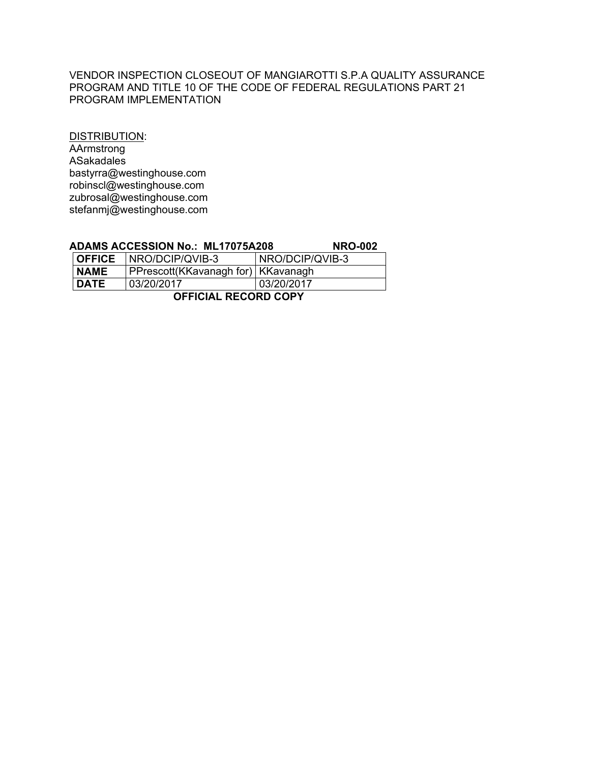VENDOR INSPECTION CLOSEOUT OF MANGIAROTTI S.P.A QUALITY ASSURANCE PROGRAM AND TITLE 10 OF THE CODE OF FEDERAL REGULATIONS PART 21 PROGRAM IMPLEMENTATION

<u>DISTRIBUTION</u>:
AArmstrong
ASakadales
bastyrra@westinghouse.com
robinscl@westinghouse.com
zubrosal@westinghouse.com
stefanmj@westinghouse.com

**ADAMS ACCESSION No.: ML17075A208 NRO-002**

| | | |
|---|---|---|
| **OFFICE** | NRO/DCIP/QVIB-3 | NRO/DCIP/QVIB-3 |
| **NAME** | PPrescott(KKavanagh for) | KKavanagh |
| **DATE** | 03/20/2017 | 03/20/2017 |

**OFFICIAL RECORD COPY**